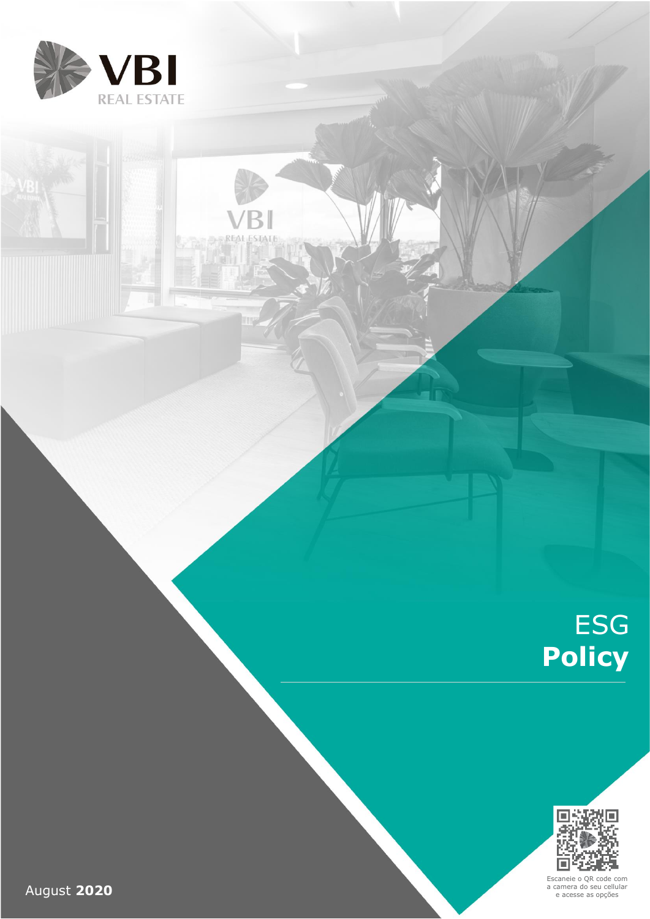VBI REAL ESTATE

# ESG **Policy**

Escaneie o QR code com a camera do seu celular e acesse as opções

August **2020**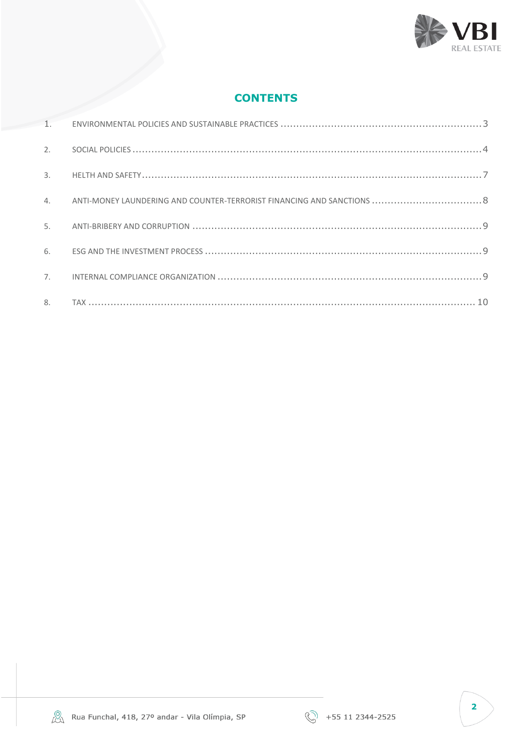# CONTENTS

1. ENVIRONMENTAL POLICIES AND SUSTAINABLE PRACTICES ........ 3
2. SOCIAL POLICIES ........ 4
3. HELTH AND SAFETY ........ 7
4. ANTI-MONEY LAUNDERING AND COUNTER-TERRORIST FINANCING AND SANCTIONS ........ 8
5. ANTI-BRIBERY AND CORRUPTION ........ 9
6. ESG AND THE INVESTMENT PROCESS ........ 9
7. INTERNAL COMPLIANCE ORGANIZATION ........ 9
8. TAX ........ 10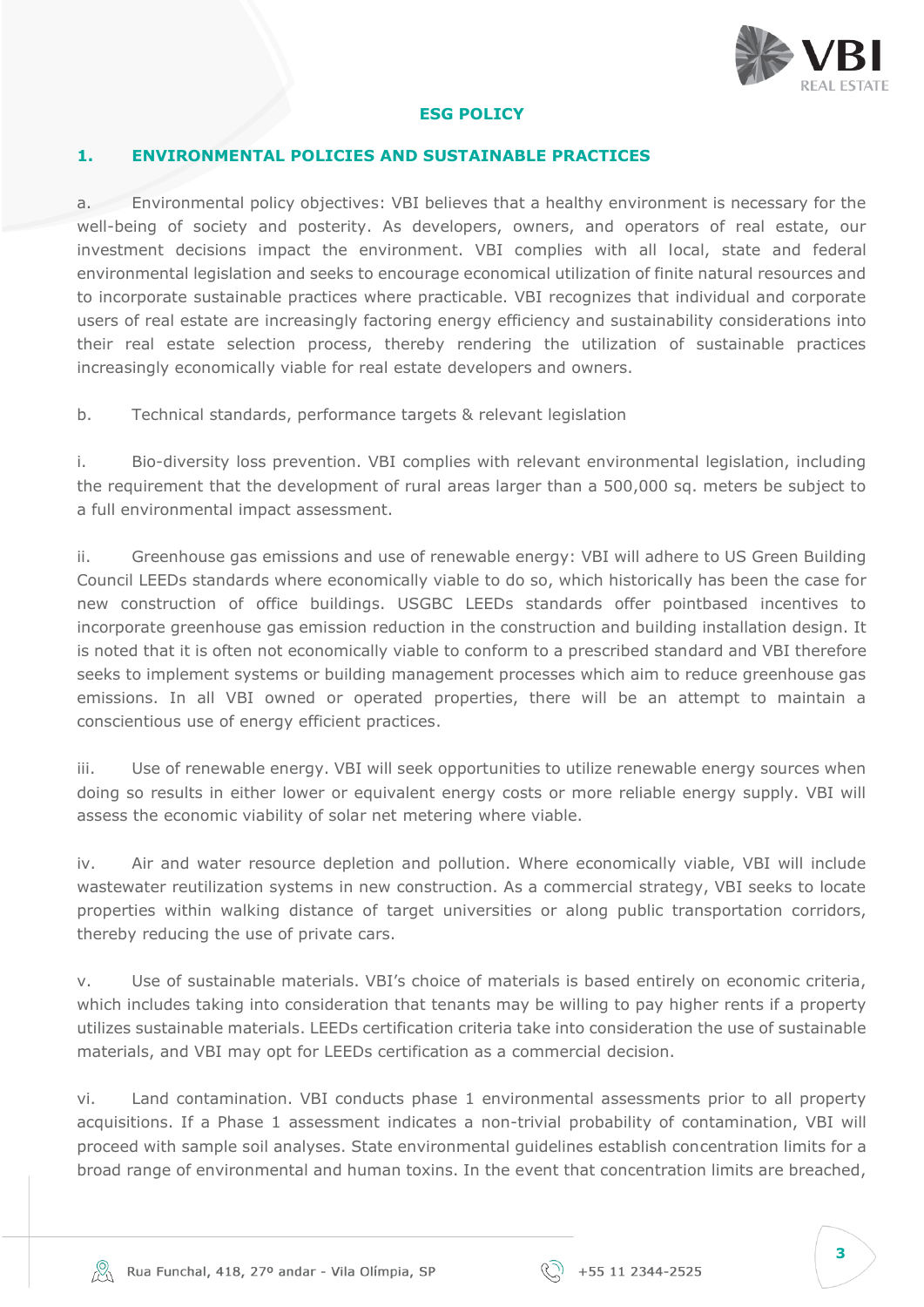## ESG POLICY

### 1. ENVIRONMENTAL POLICIES AND SUSTAINABLE PRACTICES

a. Environmental policy objectives: VBI believes that a healthy environment is necessary for the well-being of society and posterity. As developers, owners, and operators of real estate, our investment decisions impact the environment. VBI complies with all local, state and federal environmental legislation and seeks to encourage economical utilization of finite natural resources and to incorporate sustainable practices where practicable. VBI recognizes that individual and corporate users of real estate are increasingly factoring energy efficiency and sustainability considerations into their real estate selection process, thereby rendering the utilization of sustainable practices increasingly economically viable for real estate developers and owners.

b. Technical standards, performance targets & relevant legislation

i. Bio-diversity loss prevention. VBI complies with relevant environmental legislation, including the requirement that the development of rural areas larger than a 500,000 sq. meters be subject to a full environmental impact assessment.

ii. Greenhouse gas emissions and use of renewable energy: VBI will adhere to US Green Building Council LEEDs standards where economically viable to do so, which historically has been the case for new construction of office buildings. USGBC LEEDs standards offer pointbased incentives to incorporate greenhouse gas emission reduction in the construction and building installation design. It is noted that it is often not economically viable to conform to a prescribed standard and VBI therefore seeks to implement systems or building management processes which aim to reduce greenhouse gas emissions. In all VBI owned or operated properties, there will be an attempt to maintain a conscientious use of energy efficient practices.

iii. Use of renewable energy. VBI will seek opportunities to utilize renewable energy sources when doing so results in either lower or equivalent energy costs or more reliable energy supply. VBI will assess the economic viability of solar net metering where viable.

iv. Air and water resource depletion and pollution. Where economically viable, VBI will include wastewater reutilization systems in new construction. As a commercial strategy, VBI seeks to locate properties within walking distance of target universities or along public transportation corridors, thereby reducing the use of private cars.

v. Use of sustainable materials. VBI's choice of materials is based entirely on economic criteria, which includes taking into consideration that tenants may be willing to pay higher rents if a property utilizes sustainable materials. LEEDs certification criteria take into consideration the use of sustainable materials, and VBI may opt for LEEDs certification as a commercial decision.

vi. Land contamination. VBI conducts phase 1 environmental assessments prior to all property acquisitions. If a Phase 1 assessment indicates a non-trivial probability of contamination, VBI will proceed with sample soil analyses. State environmental guidelines establish concentration limits for a broad range of environmental and human toxins. In the event that concentration limits are breached,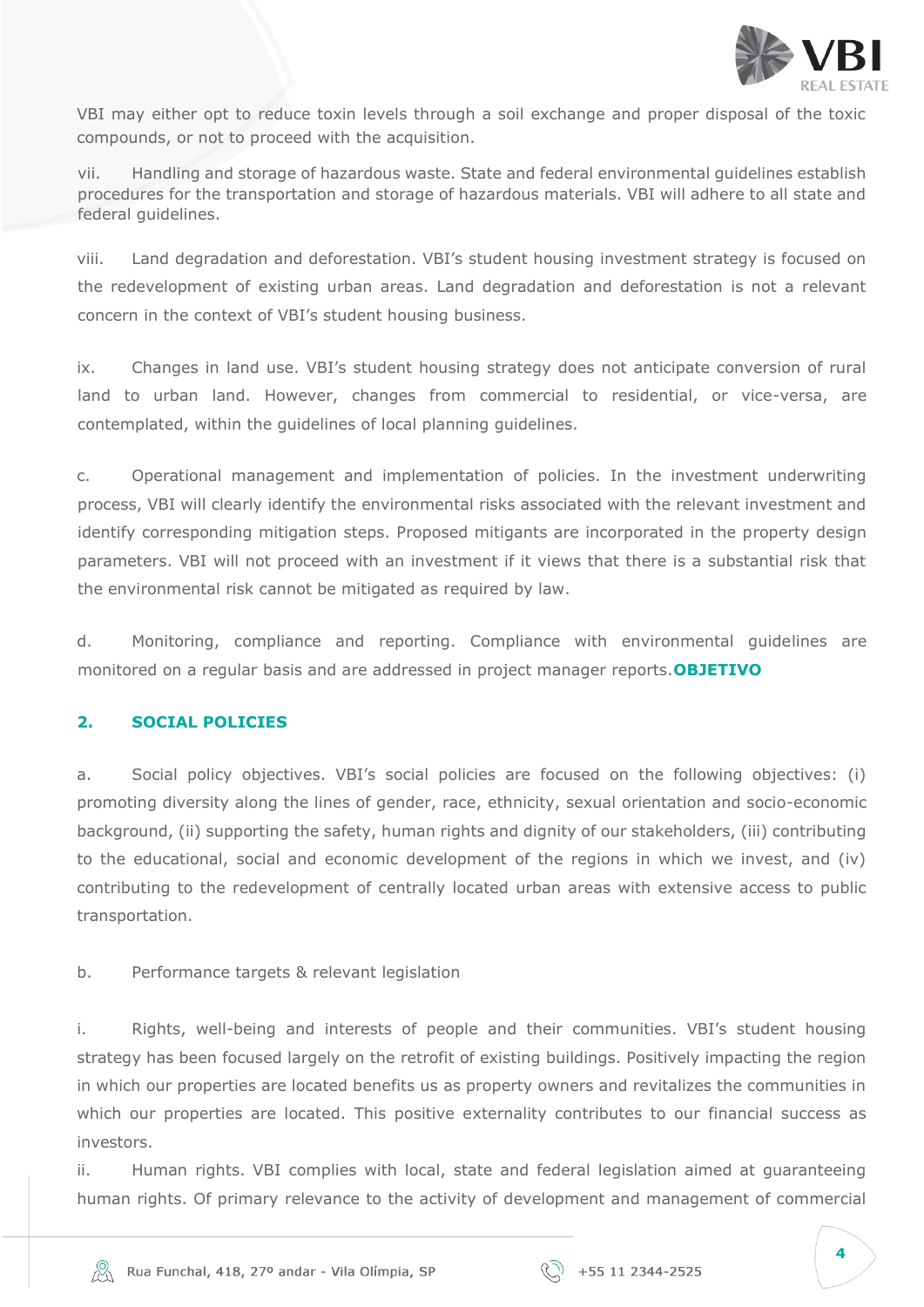VBI may either opt to reduce toxin levels through a soil exchange and proper disposal of the toxic compounds, or not to proceed with the acquisition.

vii. Handling and storage of hazardous waste. State and federal environmental guidelines establish procedures for the transportation and storage of hazardous materials. VBI will adhere to all state and federal guidelines.

viii. Land degradation and deforestation. VBI's student housing investment strategy is focused on the redevelopment of existing urban areas. Land degradation and deforestation is not a relevant concern in the context of VBI's student housing business.

ix. Changes in land use. VBI's student housing strategy does not anticipate conversion of rural land to urban land. However, changes from commercial to residential, or vice-versa, are contemplated, within the guidelines of local planning guidelines.

c. Operational management and implementation of policies. In the investment underwriting process, VBI will clearly identify the environmental risks associated with the relevant investment and identify corresponding mitigation steps. Proposed mitigants are incorporated in the property design parameters. VBI will not proceed with an investment if it views that there is a substantial risk that the environmental risk cannot be mitigated as required by law.

d. Monitoring, compliance and reporting. Compliance with environmental guidelines are monitored on a regular basis and are addressed in project manager reports.**OBJETIVO**

## 2. SOCIAL POLICIES

a. Social policy objectives. VBI's social policies are focused on the following objectives: (i) promoting diversity along the lines of gender, race, ethnicity, sexual orientation and socio-economic background, (ii) supporting the safety, human rights and dignity of our stakeholders, (iii) contributing to the educational, social and economic development of the regions in which we invest, and (iv) contributing to the redevelopment of centrally located urban areas with extensive access to public transportation.

b. Performance targets & relevant legislation

i. Rights, well-being and interests of people and their communities. VBI's student housing strategy has been focused largely on the retrofit of existing buildings. Positively impacting the region in which our properties are located benefits us as property owners and revitalizes the communities in which our properties are located. This positive externality contributes to our financial success as investors.

ii. Human rights. VBI complies with local, state and federal legislation aimed at guaranteeing human rights. Of primary relevance to the activity of development and management of commercial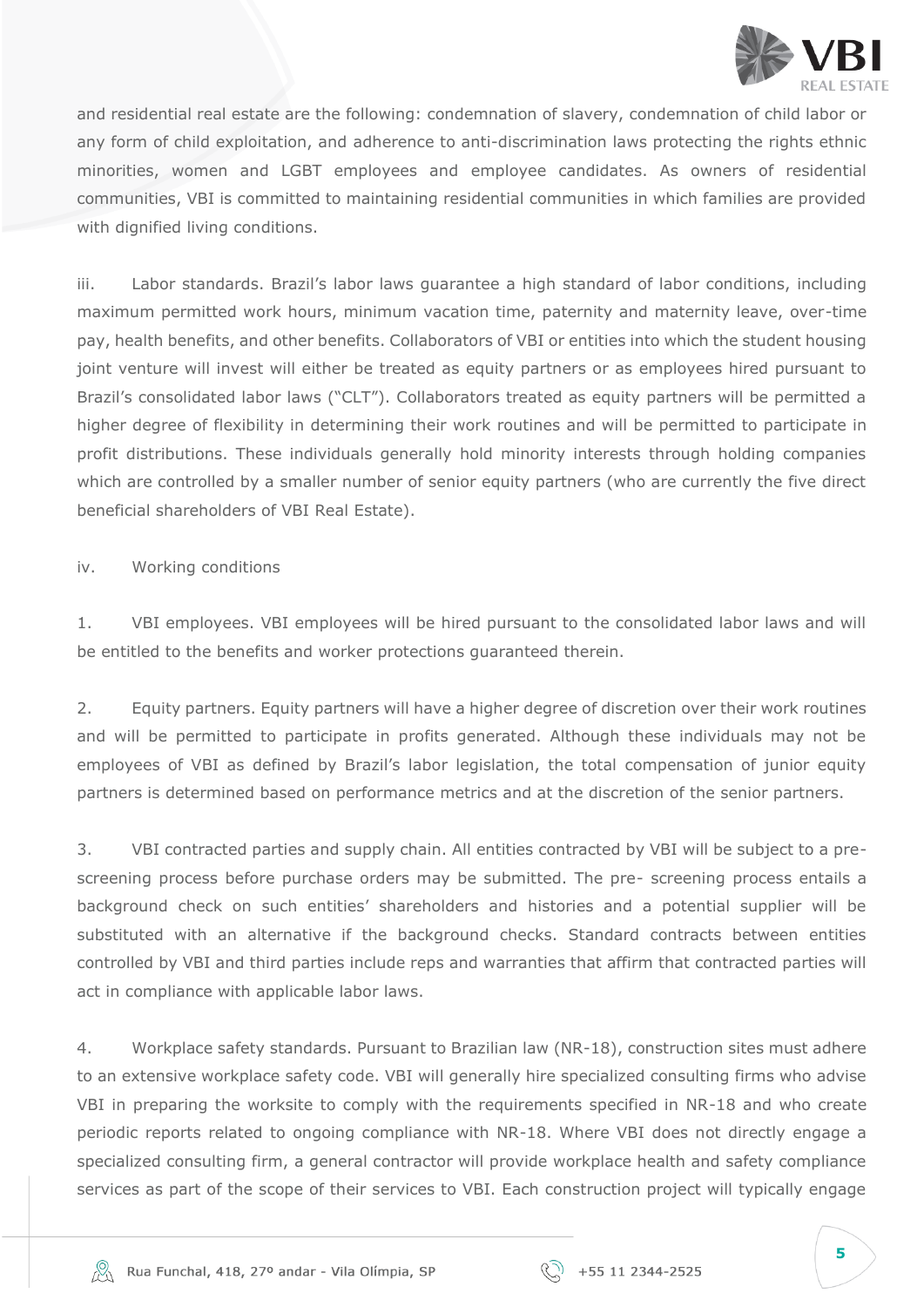and residential real estate are the following: condemnation of slavery, condemnation of child labor or any form of child exploitation, and adherence to anti-discrimination laws protecting the rights ethnic minorities, women and LGBT employees and employee candidates. As owners of residential communities, VBI is committed to maintaining residential communities in which families are provided with dignified living conditions.

iii. Labor standards. Brazil's labor laws guarantee a high standard of labor conditions, including maximum permitted work hours, minimum vacation time, paternity and maternity leave, over-time pay, health benefits, and other benefits. Collaborators of VBI or entities into which the student housing joint venture will invest will either be treated as equity partners or as employees hired pursuant to Brazil's consolidated labor laws ("CLT"). Collaborators treated as equity partners will be permitted a higher degree of flexibility in determining their work routines and will be permitted to participate in profit distributions. These individuals generally hold minority interests through holding companies which are controlled by a smaller number of senior equity partners (who are currently the five direct beneficial shareholders of VBI Real Estate).

iv. Working conditions

1. VBI employees. VBI employees will be hired pursuant to the consolidated labor laws and will be entitled to the benefits and worker protections guaranteed therein.

2. Equity partners. Equity partners will have a higher degree of discretion over their work routines and will be permitted to participate in profits generated. Although these individuals may not be employees of VBI as defined by Brazil's labor legislation, the total compensation of junior equity partners is determined based on performance metrics and at the discretion of the senior partners.

3. VBI contracted parties and supply chain. All entities contracted by VBI will be subject to a pre-screening process before purchase orders may be submitted. The pre- screening process entails a background check on such entities' shareholders and histories and a potential supplier will be substituted with an alternative if the background checks. Standard contracts between entities controlled by VBI and third parties include reps and warranties that affirm that contracted parties will act in compliance with applicable labor laws.

4. Workplace safety standards. Pursuant to Brazilian law (NR-18), construction sites must adhere to an extensive workplace safety code. VBI will generally hire specialized consulting firms who advise VBI in preparing the worksite to comply with the requirements specified in NR-18 and who create periodic reports related to ongoing compliance with NR-18. Where VBI does not directly engage a specialized consulting firm, a general contractor will provide workplace health and safety compliance services as part of the scope of their services to VBI. Each construction project will typically engage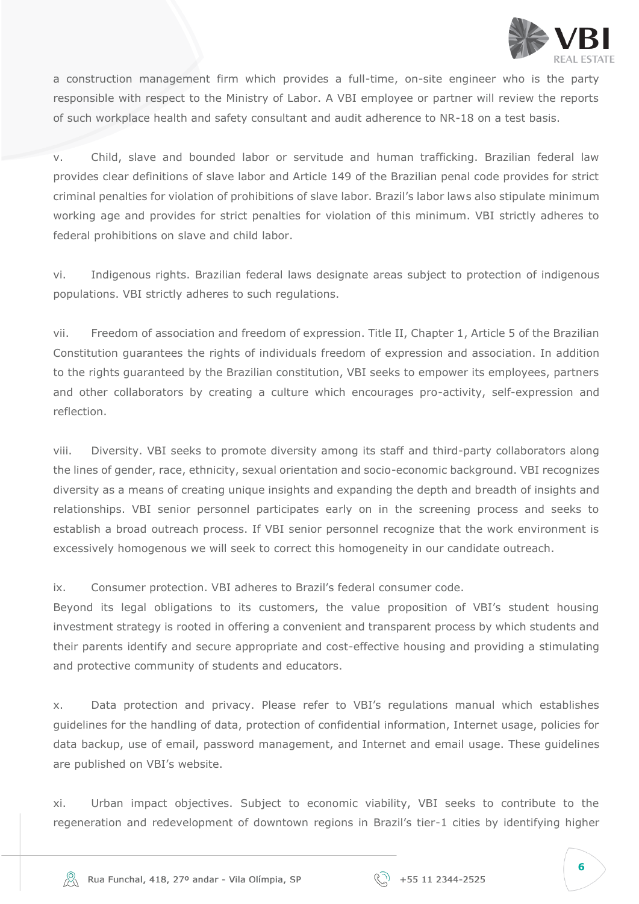a construction management firm which provides a full-time, on-site engineer who is the party responsible with respect to the Ministry of Labor. A VBI employee or partner will review the reports of such workplace health and safety consultant and audit adherence to NR-18 on a test basis.

v. Child, slave and bounded labor or servitude and human trafficking. Brazilian federal law provides clear definitions of slave labor and Article 149 of the Brazilian penal code provides for strict criminal penalties for violation of prohibitions of slave labor. Brazil's labor laws also stipulate minimum working age and provides for strict penalties for violation of this minimum. VBI strictly adheres to federal prohibitions on slave and child labor.

vi. Indigenous rights. Brazilian federal laws designate areas subject to protection of indigenous populations. VBI strictly adheres to such regulations.

vii. Freedom of association and freedom of expression. Title II, Chapter 1, Article 5 of the Brazilian Constitution guarantees the rights of individuals freedom of expression and association. In addition to the rights guaranteed by the Brazilian constitution, VBI seeks to empower its employees, partners and other collaborators by creating a culture which encourages pro-activity, self-expression and reflection.

viii. Diversity. VBI seeks to promote diversity among its staff and third-party collaborators along the lines of gender, race, ethnicity, sexual orientation and socio-economic background. VBI recognizes diversity as a means of creating unique insights and expanding the depth and breadth of insights and relationships. VBI senior personnel participates early on in the screening process and seeks to establish a broad outreach process. If VBI senior personnel recognize that the work environment is excessively homogenous we will seek to correct this homogeneity in our candidate outreach.

ix. Consumer protection. VBI adheres to Brazil's federal consumer code.
Beyond its legal obligations to its customers, the value proposition of VBI's student housing investment strategy is rooted in offering a convenient and transparent process by which students and their parents identify and secure appropriate and cost-effective housing and providing a stimulating and protective community of students and educators.

x. Data protection and privacy. Please refer to VBI's regulations manual which establishes guidelines for the handling of data, protection of confidential information, Internet usage, policies for data backup, use of email, password management, and Internet and email usage. These guidelines are published on VBI's website.

xi. Urban impact objectives. Subject to economic viability, VBI seeks to contribute to the regeneration and redevelopment of downtown regions in Brazil's tier-1 cities by identifying higher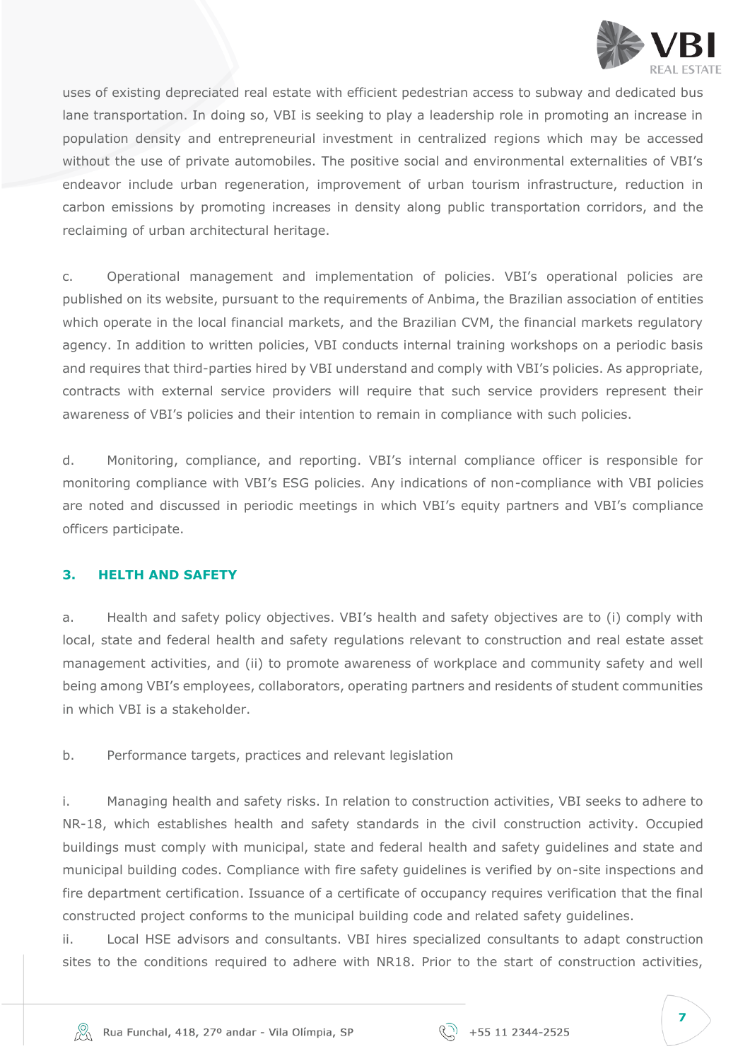uses of existing depreciated real estate with efficient pedestrian access to subway and dedicated bus lane transportation. In doing so, VBI is seeking to play a leadership role in promoting an increase in population density and entrepreneurial investment in centralized regions which may be accessed without the use of private automobiles. The positive social and environmental externalities of VBI's endeavor include urban regeneration, improvement of urban tourism infrastructure, reduction in carbon emissions by promoting increases in density along public transportation corridors, and the reclaiming of urban architectural heritage.

c. Operational management and implementation of policies. VBI's operational policies are published on its website, pursuant to the requirements of Anbima, the Brazilian association of entities which operate in the local financial markets, and the Brazilian CVM, the financial markets regulatory agency. In addition to written policies, VBI conducts internal training workshops on a periodic basis and requires that third-parties hired by VBI understand and comply with VBI's policies. As appropriate, contracts with external service providers will require that such service providers represent their awareness of VBI's policies and their intention to remain in compliance with such policies.

d. Monitoring, compliance, and reporting. VBI's internal compliance officer is responsible for monitoring compliance with VBI's ESG policies. Any indications of non-compliance with VBI policies are noted and discussed in periodic meetings in which VBI's equity partners and VBI's compliance officers participate.

## 3. HEALTH AND SAFETY

a. Health and safety policy objectives. VBI's health and safety objectives are to (i) comply with local, state and federal health and safety regulations relevant to construction and real estate asset management activities, and (ii) to promote awareness of workplace and community safety and well being among VBI's employees, collaborators, operating partners and residents of student communities in which VBI is a stakeholder.

b. Performance targets, practices and relevant legislation

i. Managing health and safety risks. In relation to construction activities, VBI seeks to adhere to NR-18, which establishes health and safety standards in the civil construction activity. Occupied buildings must comply with municipal, state and federal health and safety guidelines and state and municipal building codes. Compliance with fire safety guidelines is verified by on-site inspections and fire department certification. Issuance of a certificate of occupancy requires verification that the final constructed project conforms to the municipal building code and related safety guidelines.

ii. Local HSE advisors and consultants. VBI hires specialized consultants to adapt construction sites to the conditions required to adhere with NR18. Prior to the start of construction activities,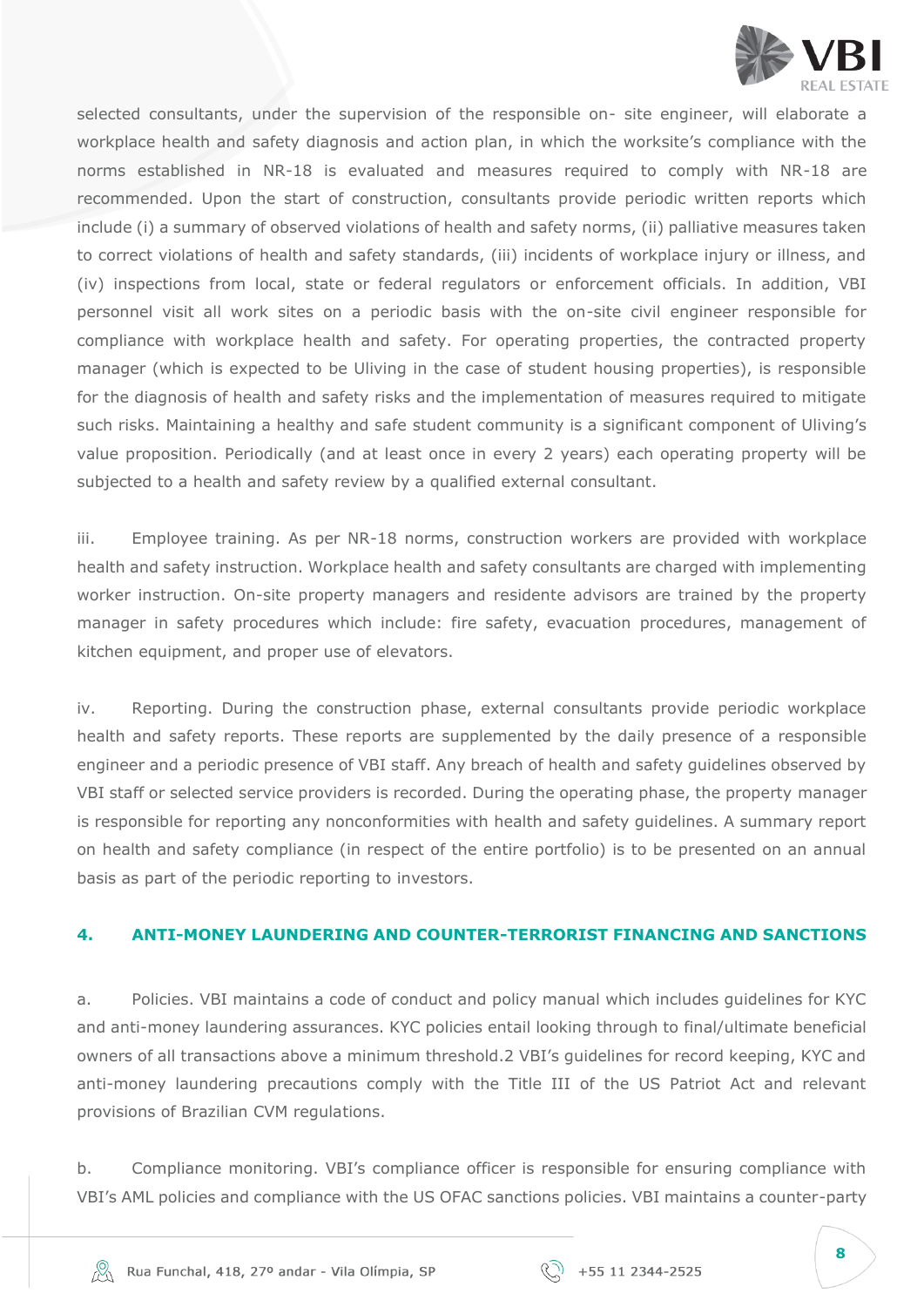selected consultants, under the supervision of the responsible on- site engineer, will elaborate a workplace health and safety diagnosis and action plan, in which the worksite's compliance with the norms established in NR-18 is evaluated and measures required to comply with NR-18 are recommended. Upon the start of construction, consultants provide periodic written reports which include (i) a summary of observed violations of health and safety norms, (ii) palliative measures taken to correct violations of health and safety standards, (iii) incidents of workplace injury or illness, and (iv) inspections from local, state or federal regulators or enforcement officials. In addition, VBI personnel visit all work sites on a periodic basis with the on-site civil engineer responsible for compliance with workplace health and safety. For operating properties, the contracted property manager (which is expected to be Uliving in the case of student housing properties), is responsible for the diagnosis of health and safety risks and the implementation of measures required to mitigate such risks. Maintaining a healthy and safe student community is a significant component of Uliving's value proposition. Periodically (and at least once in every 2 years) each operating property will be subjected to a health and safety review by a qualified external consultant.

iii. Employee training. As per NR-18 norms, construction workers are provided with workplace health and safety instruction. Workplace health and safety consultants are charged with implementing worker instruction. On-site property managers and residente advisors are trained by the property manager in safety procedures which include: fire safety, evacuation procedures, management of kitchen equipment, and proper use of elevators.

iv. Reporting. During the construction phase, external consultants provide periodic workplace health and safety reports. These reports are supplemented by the daily presence of a responsible engineer and a periodic presence of VBI staff. Any breach of health and safety guidelines observed by VBI staff or selected service providers is recorded. During the operating phase, the property manager is responsible for reporting any nonconformities with health and safety guidelines. A summary report on health and safety compliance (in respect of the entire portfolio) is to be presented on an annual basis as part of the periodic reporting to investors.

## 4. ANTI-MONEY LAUNDERING AND COUNTER-TERRORIST FINANCING AND SANCTIONS

a. Policies. VBI maintains a code of conduct and policy manual which includes guidelines for KYC and anti-money laundering assurances. KYC policies entail looking through to final/ultimate beneficial owners of all transactions above a minimum threshold.[2] VBI's guidelines for record keeping, KYC and anti-money laundering precautions comply with the Title III of the US Patriot Act and relevant provisions of Brazilian CVM regulations.

b. Compliance monitoring. VBI's compliance officer is responsible for ensuring compliance with VBI's AML policies and compliance with the US OFAC sanctions policies. VBI maintains a counter-party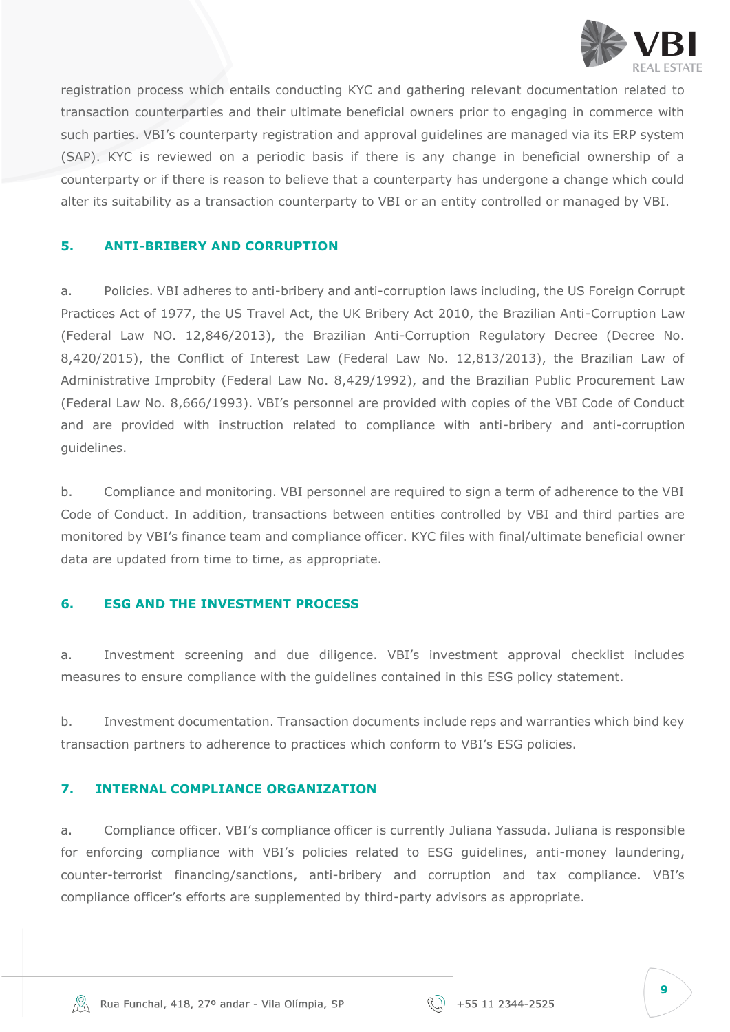registration process which entails conducting KYC and gathering relevant documentation related to transaction counterparties and their ultimate beneficial owners prior to engaging in commerce with such parties. VBI's counterparty registration and approval guidelines are managed via its ERP system (SAP). KYC is reviewed on a periodic basis if there is any change in beneficial ownership of a counterparty or if there is reason to believe that a counterparty has undergone a change which could alter its suitability as a transaction counterparty to VBI or an entity controlled or managed by VBI.

## 5. ANTI-BRIBERY AND CORRUPTION

a. Policies. VBI adheres to anti-bribery and anti-corruption laws including, the US Foreign Corrupt Practices Act of 1977, the US Travel Act, the UK Bribery Act 2010, the Brazilian Anti-Corruption Law (Federal Law NO. 12,846/2013), the Brazilian Anti-Corruption Regulatory Decree (Decree No. 8,420/2015), the Conflict of Interest Law (Federal Law No. 12,813/2013), the Brazilian Law of Administrative Improbity (Federal Law No. 8,429/1992), and the Brazilian Public Procurement Law (Federal Law No. 8,666/1993). VBI's personnel are provided with copies of the VBI Code of Conduct and are provided with instruction related to compliance with anti-bribery and anti-corruption guidelines.

b. Compliance and monitoring. VBI personnel are required to sign a term of adherence to the VBI Code of Conduct. In addition, transactions between entities controlled by VBI and third parties are monitored by VBI's finance team and compliance officer. KYC files with final/ultimate beneficial owner data are updated from time to time, as appropriate.

## 6. ESG AND THE INVESTMENT PROCESS

a. Investment screening and due diligence. VBI's investment approval checklist includes measures to ensure compliance with the guidelines contained in this ESG policy statement.

b. Investment documentation. Transaction documents include reps and warranties which bind key transaction partners to adherence to practices which conform to VBI's ESG policies.

## 7. INTERNAL COMPLIANCE ORGANIZATION

a. Compliance officer. VBI's compliance officer is currently Juliana Yassuda. Juliana is responsible for enforcing compliance with VBI's policies related to ESG guidelines, anti-money laundering, counter-terrorist financing/sanctions, anti-bribery and corruption and tax compliance. VBI's compliance officer's efforts are supplemented by third-party advisors as appropriate.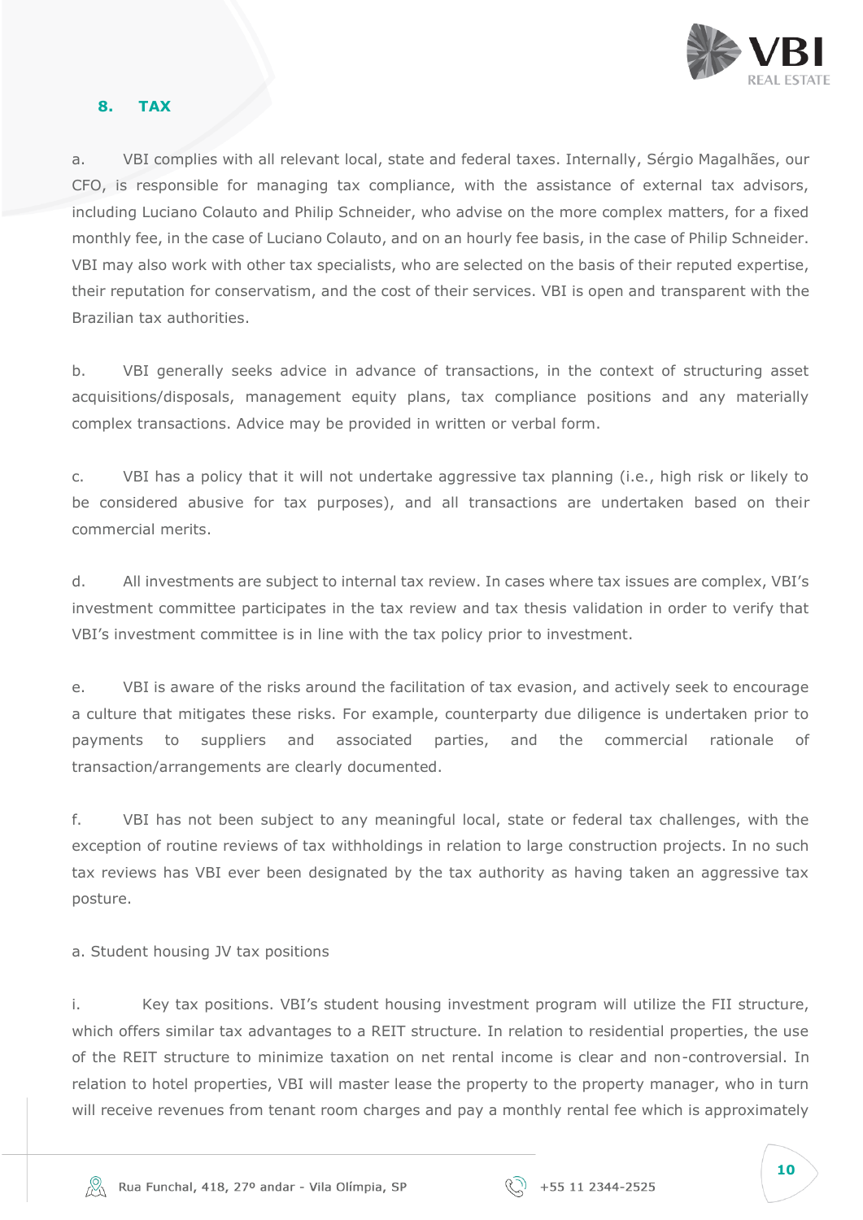## 8. TAX

a. VBI complies with all relevant local, state and federal taxes. Internally, Sérgio Magalhães, our CFO, is responsible for managing tax compliance, with the assistance of external tax advisors, including Luciano Colauto and Philip Schneider, who advise on the more complex matters, for a fixed monthly fee, in the case of Luciano Colauto, and on an hourly fee basis, in the case of Philip Schneider. VBI may also work with other tax specialists, who are selected on the basis of their reputed expertise, their reputation for conservatism, and the cost of their services. VBI is open and transparent with the Brazilian tax authorities.

b. VBI generally seeks advice in advance of transactions, in the context of structuring asset acquisitions/disposals, management equity plans, tax compliance positions and any materially complex transactions. Advice may be provided in written or verbal form.

c. VBI has a policy that it will not undertake aggressive tax planning (i.e., high risk or likely to be considered abusive for tax purposes), and all transactions are undertaken based on their commercial merits.

d. All investments are subject to internal tax review. In cases where tax issues are complex, VBI's investment committee participates in the tax review and tax thesis validation in order to verify that VBI's investment committee is in line with the tax policy prior to investment.

e. VBI is aware of the risks around the facilitation of tax evasion, and actively seek to encourage a culture that mitigates these risks. For example, counterparty due diligence is undertaken prior to payments to suppliers and associated parties, and the commercial rationale of transaction/arrangements are clearly documented.

f. VBI has not been subject to any meaningful local, state or federal tax challenges, with the exception of routine reviews of tax withholdings in relation to large construction projects. In no such tax reviews has VBI ever been designated by the tax authority as having taken an aggressive tax posture.

a. Student housing JV tax positions

i. Key tax positions. VBI's student housing investment program will utilize the FII structure, which offers similar tax advantages to a REIT structure. In relation to residential properties, the use of the REIT structure to minimize taxation on net rental income is clear and non-controversial. In relation to hotel properties, VBI will master lease the property to the property manager, who in turn will receive revenues from tenant room charges and pay a monthly rental fee which is approximately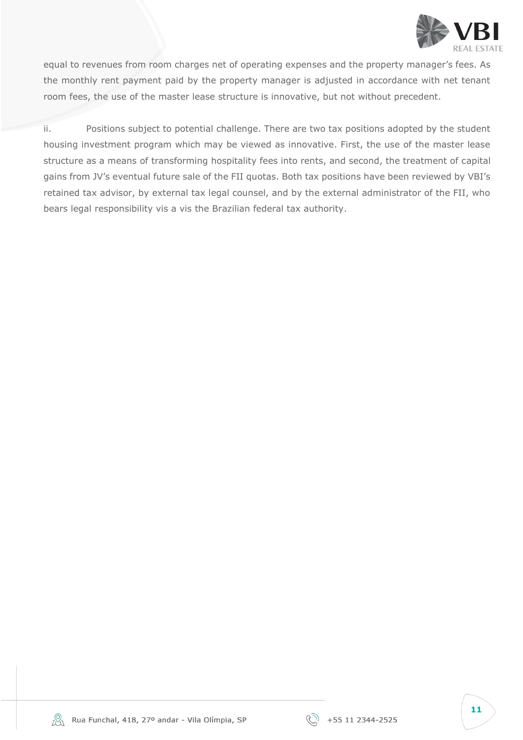equal to revenues from room charges net of operating expenses and the property manager's fees. As the monthly rent payment paid by the property manager is adjusted in accordance with net tenant room fees, the use of the master lease structure is innovative, but not without precedent.

ii. Positions subject to potential challenge. There are two tax positions adopted by the student housing investment program which may be viewed as innovative. First, the use of the master lease structure as a means of transforming hospitality fees into rents, and second, the treatment of capital gains from JV's eventual future sale of the FII quotas. Both tax positions have been reviewed by VBI's retained tax advisor, by external tax legal counsel, and by the external administrator of the FII, who bears legal responsibility vis a vis the Brazilian federal tax authority.